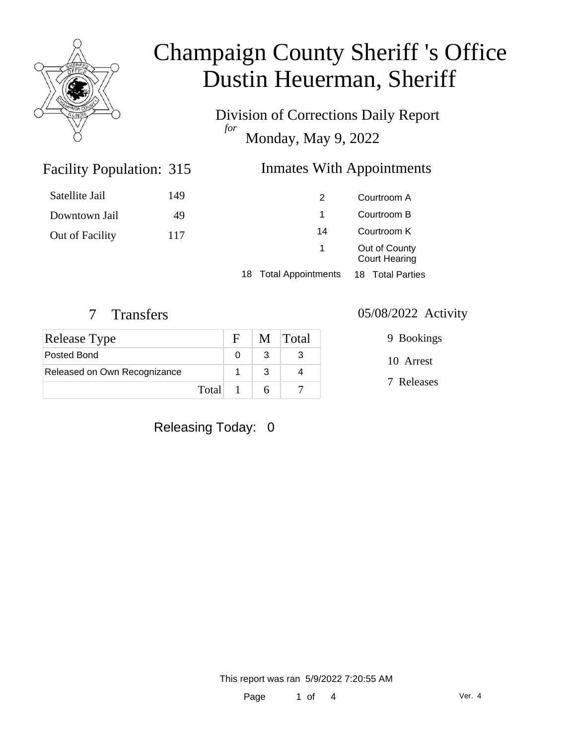# Champaign County Sheriff 's Office
# Dustin Heuerman, Sheriff

Division of Corrections Daily Report
*for*
Monday, May 9, 2022

## Facility Population: 315

| | |
|---|---|
| Satellite Jail | 149 |
| Downtown Jail | 49 |
| Out of Facility | 117 |

## Inmates With Appointments

| | |
|---|---|
| 2 | Courtroom A |
| 1 | Courtroom B |
| 14 | Courtroom K |
| 1 | Out of County Court Hearing |
| 18 Total Appointments | 18 Total Parties |

## 7 Transfers

| Release Type | F | M | Total |
|---|---|---|---|
| Posted Bond | 0 | 3 | 3 |
| Released on Own Recognizance | 1 | 3 | 4 |
| Total | 1 | 6 | 7 |

## 05/08/2022 Activity

9 Bookings

10 Arrest

7 Releases

Releasing Today: 0

This report was ran 5/9/2022 7:20:55 AM

Ver. 4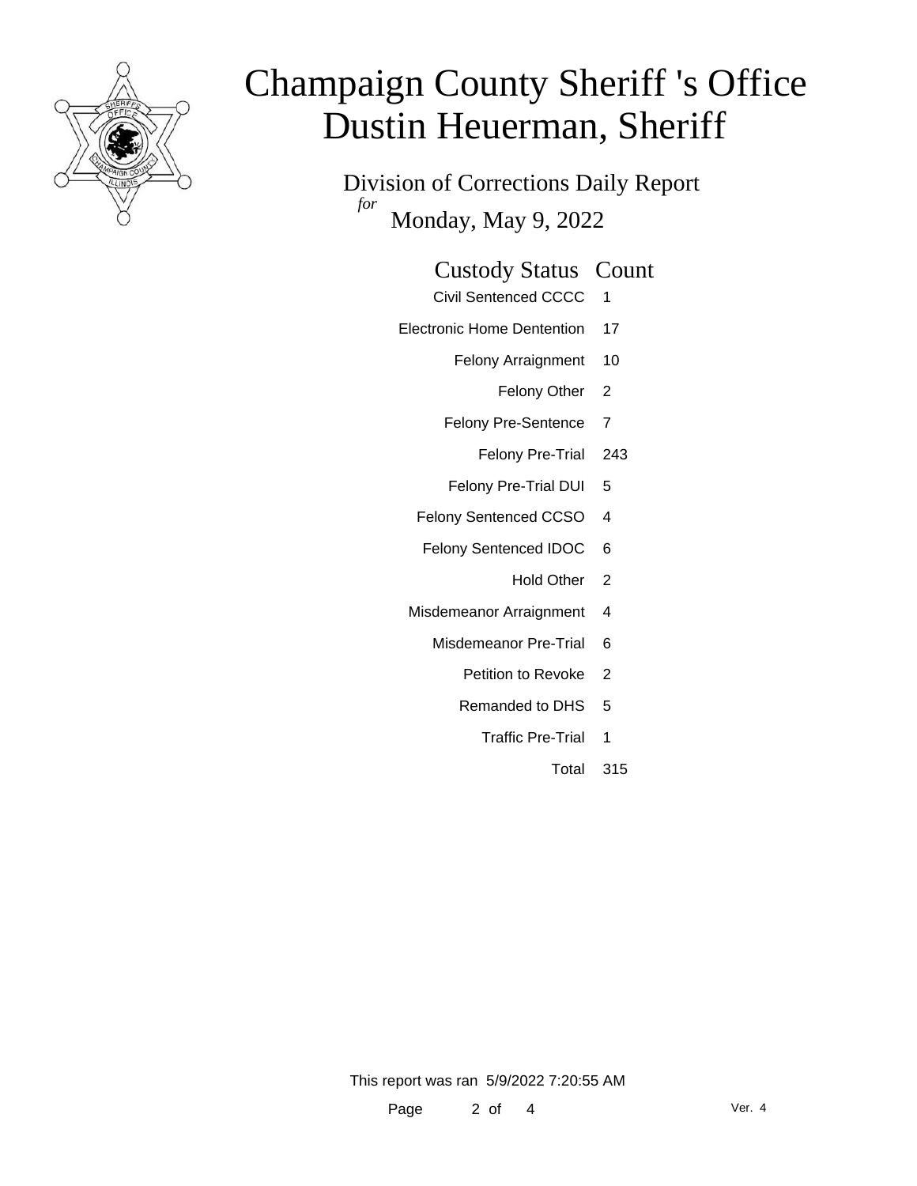# Champaign County Sheriff 's Office
# Dustin Heuerman, Sheriff

Division of Corrections Daily Report
*for*
Monday, May 9, 2022

| Custody Status | Count |
| --- | --- |
| Civil Sentenced CCCC | 1 |
| Electronic Home Dentention | 17 |
| Felony Arraignment | 10 |
| Felony Other | 2 |
| Felony Pre-Sentence | 7 |
| Felony Pre-Trial | 243 |
| Felony Pre-Trial DUI | 5 |
| Felony Sentenced CCSO | 4 |
| Felony Sentenced IDOC | 6 |
| Hold Other | 2 |
| Misdemeanor Arraignment | 4 |
| Misdemeanor Pre-Trial | 6 |
| Petition to Revoke | 2 |
| Remanded to DHS | 5 |
| Traffic Pre-Trial | 1 |
| Total | 315 |

This report was ran 5/9/2022 7:20:55 AM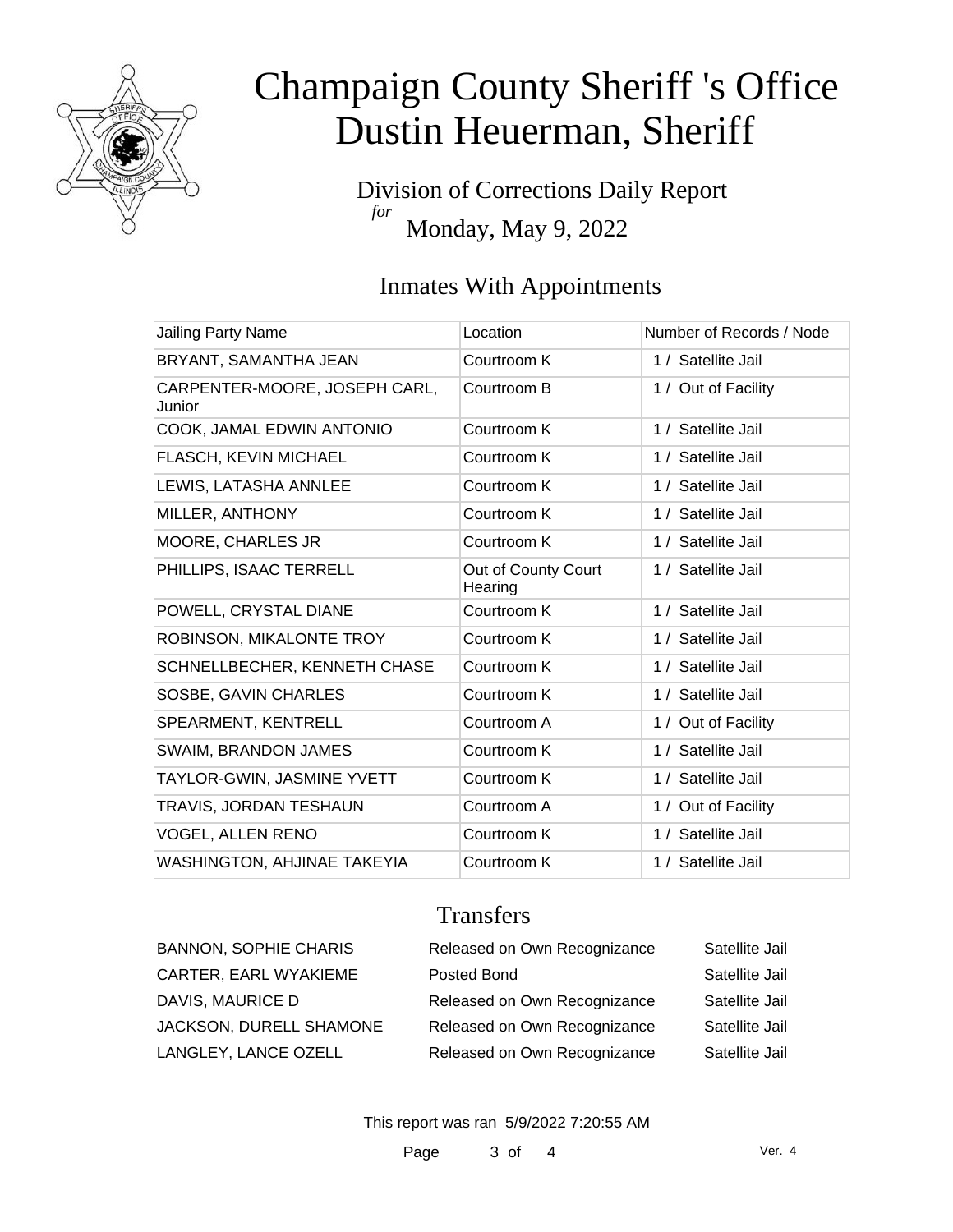# Champaign County Sheriff 's Office
# Dustin Heuerman, Sheriff

Division of Corrections Daily Report
*for*
Monday, May 9, 2022

## Inmates With Appointments

| Jailing Party Name | Location | Number of Records / Node |
|---|---|---|
| BRYANT, SAMANTHA JEAN | Courtroom K | 1 / Satellite Jail |
| CARPENTER-MOORE, JOSEPH CARL, Junior | Courtroom B | 1 / Out of Facility |
| COOK, JAMAL EDWIN ANTONIO | Courtroom K | 1 / Satellite Jail |
| FLASCH, KEVIN MICHAEL | Courtroom K | 1 / Satellite Jail |
| LEWIS, LATASHA ANNLEE | Courtroom K | 1 / Satellite Jail |
| MILLER, ANTHONY | Courtroom K | 1 / Satellite Jail |
| MOORE, CHARLES JR | Courtroom K | 1 / Satellite Jail |
| PHILLIPS, ISAAC TERRELL | Out of County Court Hearing | 1 / Satellite Jail |
| POWELL, CRYSTAL DIANE | Courtroom K | 1 / Satellite Jail |
| ROBINSON, MIKALONTE TROY | Courtroom K | 1 / Satellite Jail |
| SCHNELLBECHER, KENNETH CHASE | Courtroom K | 1 / Satellite Jail |
| SOSBE, GAVIN CHARLES | Courtroom K | 1 / Satellite Jail |
| SPEARMENT, KENTRELL | Courtroom A | 1 / Out of Facility |
| SWAIM, BRANDON JAMES | Courtroom K | 1 / Satellite Jail |
| TAYLOR-GWIN, JASMINE YVETT | Courtroom K | 1 / Satellite Jail |
| TRAVIS, JORDAN TESHAUN | Courtroom A | 1 / Out of Facility |
| VOGEL, ALLEN RENO | Courtroom K | 1 / Satellite Jail |
| WASHINGTON, AHJINAE TAKEYIA | Courtroom K | 1 / Satellite Jail |

## Transfers

| | | |
|---|---|---|
| BANNON, SOPHIE CHARIS | Released on Own Recognizance | Satellite Jail |
| CARTER, EARL WYAKIEME | Posted Bond | Satellite Jail |
| DAVIS, MAURICE D | Released on Own Recognizance | Satellite Jail |
| JACKSON, DURELL SHAMONE | Released on Own Recognizance | Satellite Jail |
| LANGLEY, LANCE OZELL | Released on Own Recognizance | Satellite Jail |

This report was ran 5/9/2022 7:20:55 AM

Ver. 4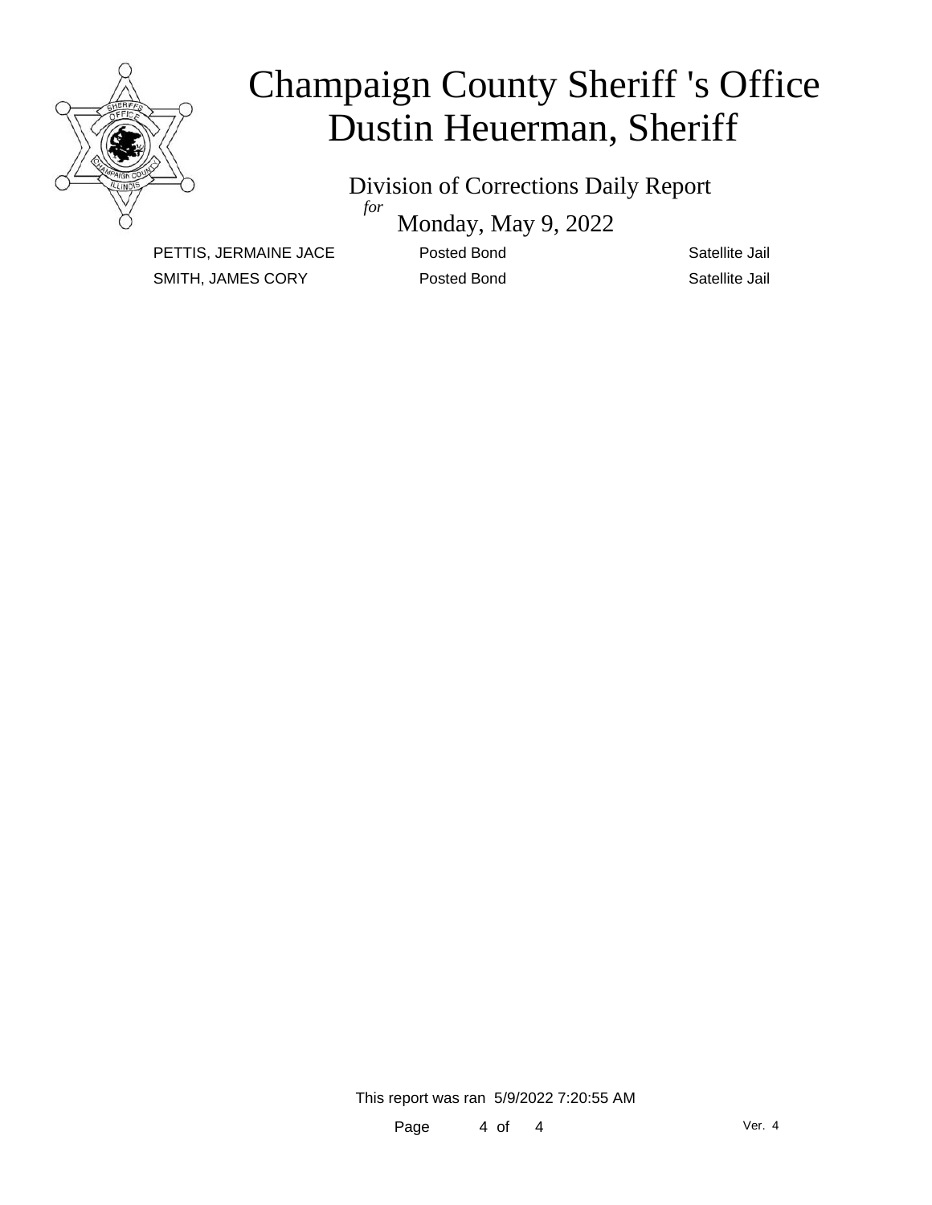# Champaign County Sheriff 's Office
# Dustin Heuerman, Sheriff

Division of Corrections Daily Report

*for*

Monday, May 9, 2022

| | | |
|---|---|---|
| PETTIS, JERMAINE JACE | Posted Bond | Satellite Jail |
| SMITH, JAMES CORY | Posted Bond | Satellite Jail |

This report was ran 5/9/2022 7:20:55 AM

Ver. 4